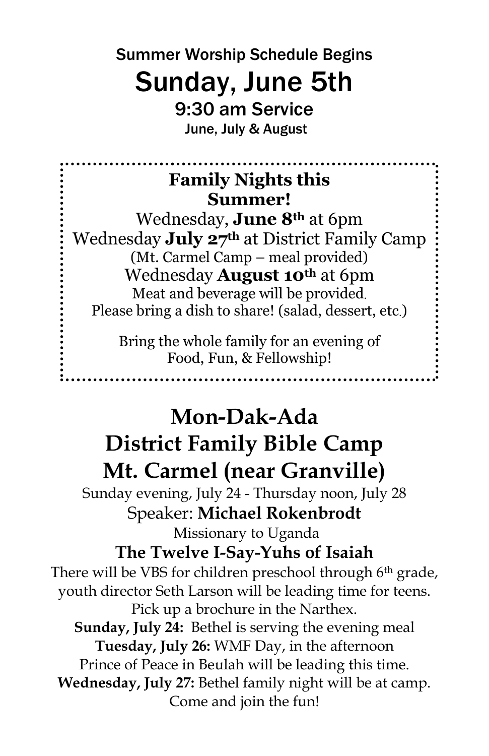## Summer Worship Schedule Begins

# Sunday, June 5th

### 9:30 am Service

June, July & August

---

**Family Nights this Summer!**

Wednesday, **June 8th** at 6pm

Wednesday **July 27th** at District Family Camp

(Mt. Carmel Camp – meal provided)

Wednesday **August 10th** at 6pm

Meat and beverage will be provided.

Please bring a dish to share! (salad, dessert, etc.)

Bring the whole family for an evening of Food, Fun, & Fellowship!

---

# Mon-Dak-Ada District Family Bible Camp Mt. Carmel (near Granville)

Sunday evening, July 24 - Thursday noon, July 28

Speaker: **Michael Rokenbrodt**

Missionary to Uganda

**The Twelve I-Say-Yuhs of Isaiah**

There will be VBS for children preschool through 6th grade, youth director Seth Larson will be leading time for teens.

Pick up a brochure in the Narthex.

**Sunday, July 24:** Bethel is serving the evening meal

**Tuesday, July 26:** WMF Day, in the afternoon

Prince of Peace in Beulah will be leading this time.

**Wednesday, July 27:** Bethel family night will be at camp.

Come and join the fun!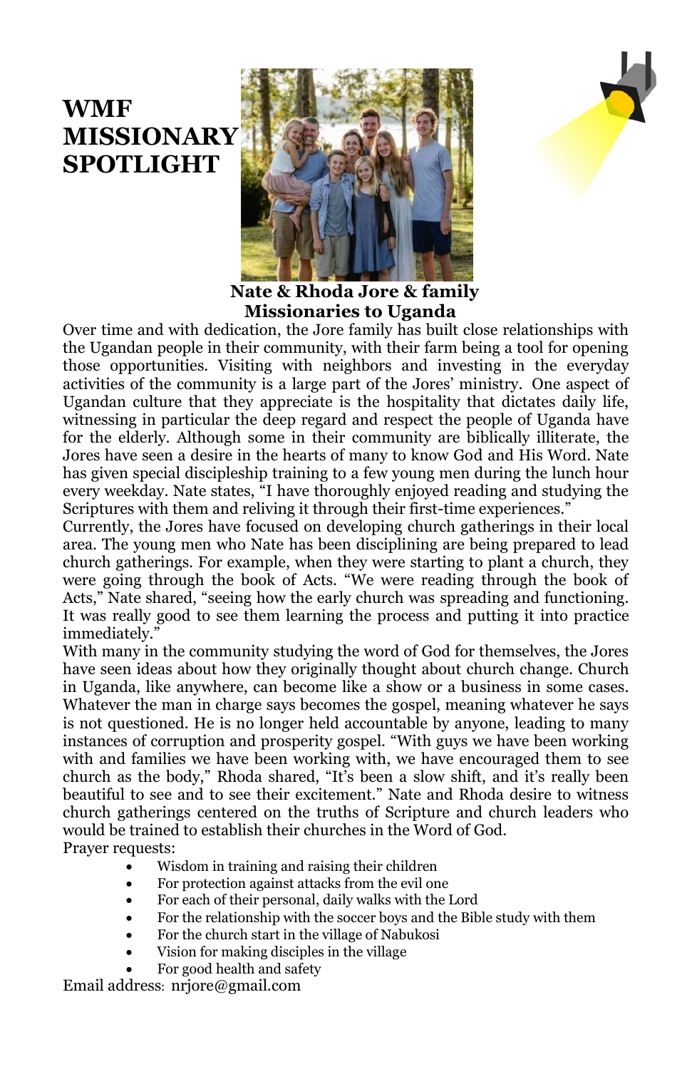# WMF MISSIONARY SPOTLIGHT

**Nate & Rhoda Jore & family**
**Missionaries to Uganda**

Over time and with dedication, the Jore family has built close relationships with the Ugandan people in their community, with their farm being a tool for opening those opportunities. Visiting with neighbors and investing in the everyday activities of the community is a large part of the Jores' ministry. One aspect of Ugandan culture that they appreciate is the hospitality that dictates daily life, witnessing in particular the deep regard and respect the people of Uganda have for the elderly. Although some in their community are biblically illiterate, the Jores have seen a desire in the hearts of many to know God and His Word. Nate has given special discipleship training to a few young men during the lunch hour every weekday. Nate states, "I have thoroughly enjoyed reading and studying the Scriptures with them and reliving it through their first-time experiences."

Currently, the Jores have focused on developing church gatherings in their local area. The young men who Nate has been disciplining are being prepared to lead church gatherings. For example, when they were starting to plant a church, they were going through the book of Acts. "We were reading through the book of Acts," Nate shared, "seeing how the early church was spreading and functioning. It was really good to see them learning the process and putting it into practice immediately."

With many in the community studying the word of God for themselves, the Jores have seen ideas about how they originally thought about church change. Church in Uganda, like anywhere, can become like a show or a business in some cases. Whatever the man in charge says becomes the gospel, meaning whatever he says is not questioned. He is no longer held accountable by anyone, leading to many instances of corruption and prosperity gospel. "With guys we have been working with and families we have been working with, we have encouraged them to see church as the body," Rhoda shared, "It's been a slow shift, and it's really been beautiful to see and to see their excitement." Nate and Rhoda desire to witness church gatherings centered on the truths of Scripture and church leaders who would be trained to establish their churches in the Word of God.

Prayer requests:

- Wisdom in training and raising their children
- For protection against attacks from the evil one
- For each of their personal, daily walks with the Lord
- For the relationship with the soccer boys and the Bible study with them
- For the church start in the village of Nabukosi
- Vision for making disciples in the village
- For good health and safety

Email address: nrjore@gmail.com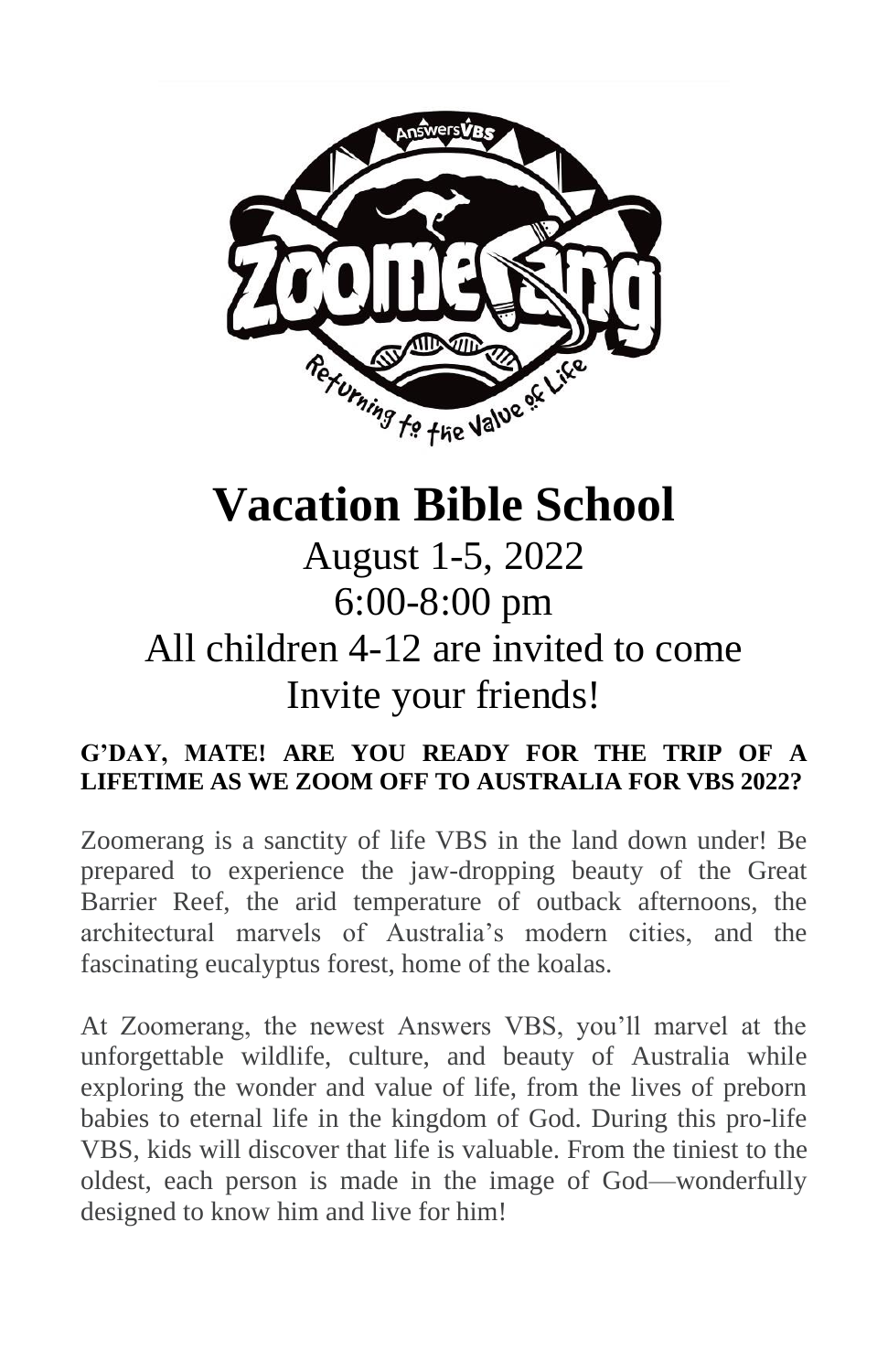# Vacation Bible School

## August 1-5, 2022
## 6:00-8:00 pm
## All children 4-12 are invited to come
## Invite your friends!

**G'DAY, MATE! ARE YOU READY FOR THE TRIP OF A LIFETIME AS WE ZOOM OFF TO AUSTRALIA FOR VBS 2022?**

Zoomerang is a sanctity of life VBS in the land down under! Be prepared to experience the jaw-dropping beauty of the Great Barrier Reef, the arid temperature of outback afternoons, the architectural marvels of Australia's modern cities, and the fascinating eucalyptus forest, home of the koalas.

At Zoomerang, the newest Answers VBS, you'll marvel at the unforgettable wildlife, culture, and beauty of Australia while exploring the wonder and value of life, from the lives of preborn babies to eternal life in the kingdom of God. During this pro-life VBS, kids will discover that life is valuable. From the tiniest to the oldest, each person is made in the image of God—wonderfully designed to know him and live for him!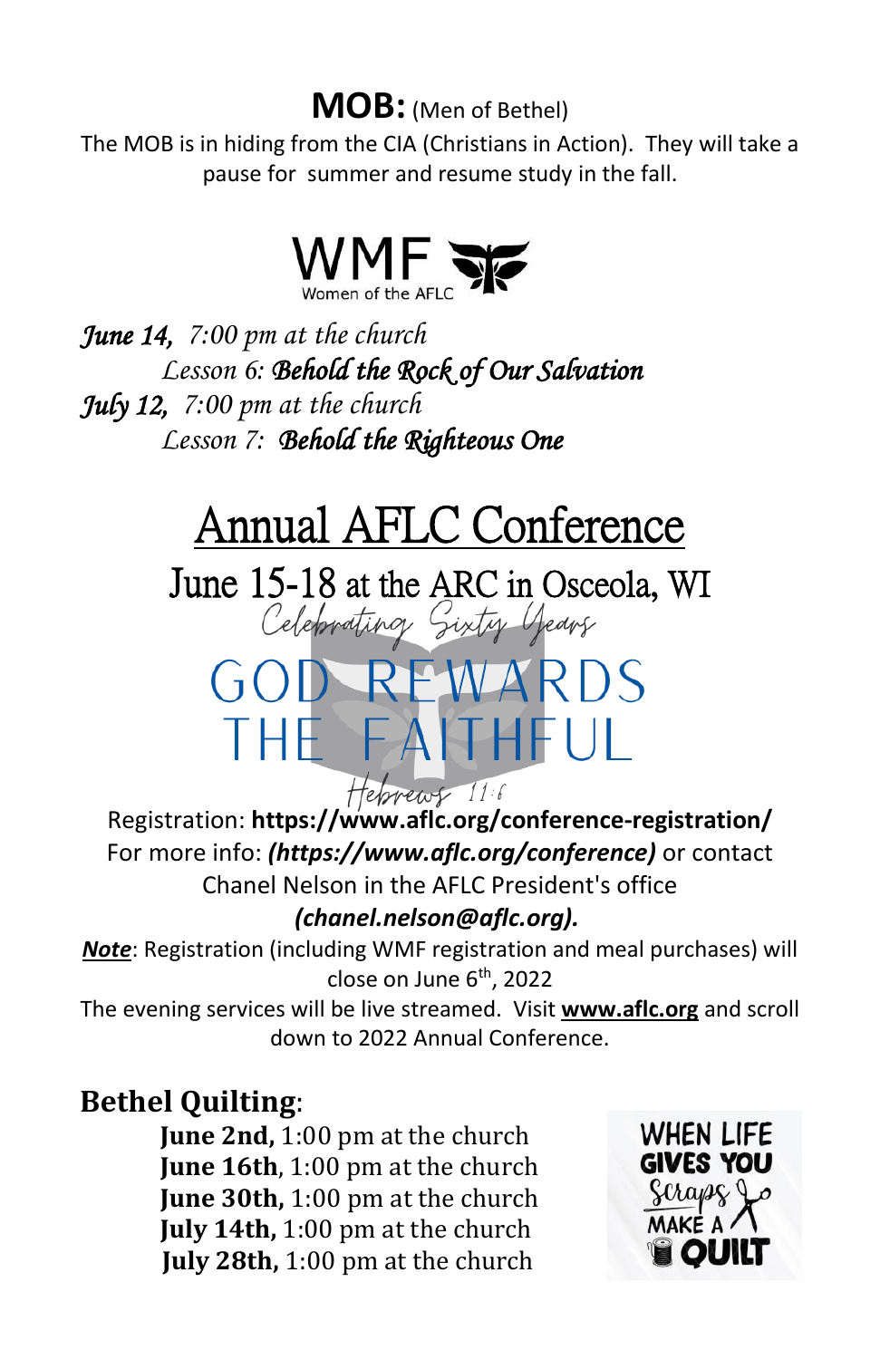## **MOB:** (Men of Bethel)

The MOB is in hiding from the CIA (Christians in Action). They will take a pause for summer and resume study in the fall.

WMF
Women of the AFLC

***June 14,*** *7:00 pm at the church*
*Lesson 6:* ***Behold the Rock of Our Salvation***

***July 12,*** *7:00 pm at the church*
*Lesson 7:* ***Behold the Righteous One***

# Annual AFLC Conference

## June 15-18 at the ARC in Osceola, WI

Celebrating Sixty Years

GOD REWARDS THE FAITHFUL

Hebrews 11:6

Registration: **https://www.aflc.org/conference-registration/**
For more info: ***(https://www.aflc.org/conference)*** or contact Chanel Nelson in the AFLC President's office ***(chanel.nelson@aflc.org).***

***Note***: Registration (including WMF registration and meal purchases) will close on June 6th, 2022

The evening services will be live streamed. Visit **www.aflc.org** and scroll down to 2022 Annual Conference.

## **Bethel Quilting**:

**June 2nd,** 1:00 pm at the church
**June 16th**, 1:00 pm at the church
**June 30th,** 1:00 pm at the church
**July 14th,** 1:00 pm at the church
**July 28th,** 1:00 pm at the church

WHEN LIFE GIVES YOU Scraps MAKE A QUILT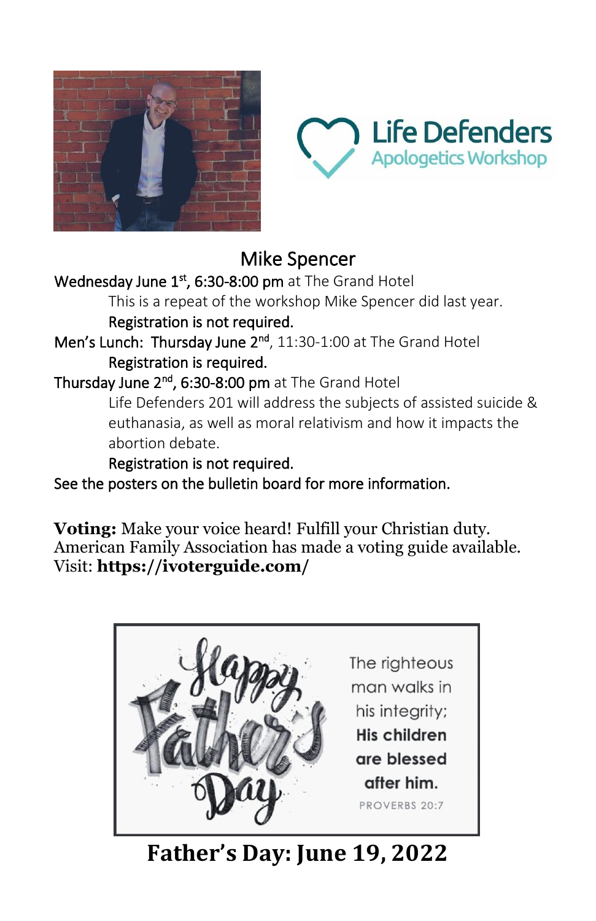Life Defenders
Apologetics Workshop

## Mike Spencer

**Wednesday June 1st, 6:30-8:00 pm** at The Grand Hotel

This is a repeat of the workshop Mike Spencer did last year.

Registration is not required.

**Men's Lunch: Thursday June 2nd**, 11:30-1:00 at The Grand Hotel

Registration is required.

**Thursday June 2nd, 6:30-8:00 pm** at The Grand Hotel

Life Defenders 201 will address the subjects of assisted suicide & euthanasia, as well as moral relativism and how it impacts the abortion debate.

Registration is not required.

See the posters on the bulletin board for more information.

**Voting:** Make your voice heard! Fulfill your Christian duty. American Family Association has made a voting guide available. Visit: **https://ivoterguide.com/**

Happy Father's Day

The righteous man walks in his integrity; **His children are blessed after him.**

PROVERBS 20:7

**Father's Day: June 19, 2022**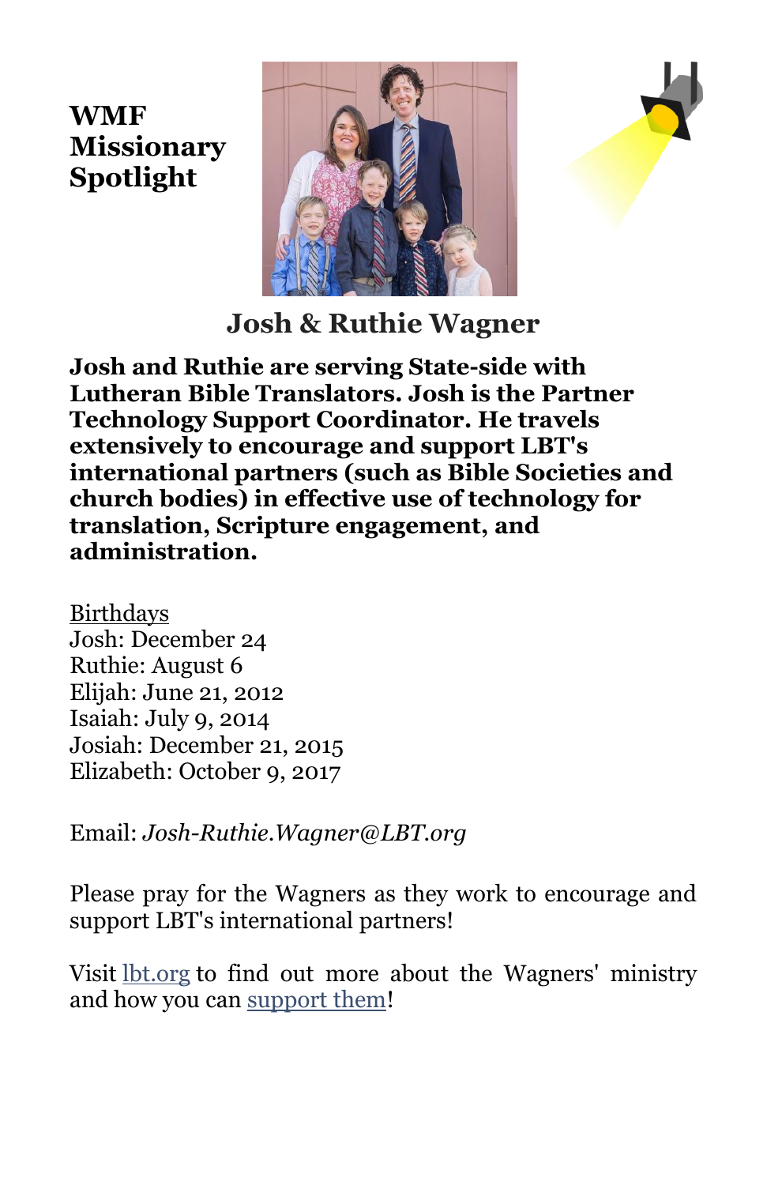# WMF Missionary Spotlight

## Josh & Ruthie Wagner

**Josh and Ruthie are serving State-side with Lutheran Bible Translators. Josh is the Partner Technology Support Coordinator. He travels extensively to encourage and support LBT's international partners (such as Bible Societies and church bodies) in effective use of technology for translation, Scripture engagement, and administration.**

Birthdays
Josh: December 24
Ruthie: August 6
Elijah: June 21, 2012
Isaiah: July 9, 2014
Josiah: December 21, 2015
Elizabeth: October 9, 2017

Email: *Josh-Ruthie.Wagner@LBT.org*

Please pray for the Wagners as they work to encourage and support LBT's international partners!

Visit lbt.org to find out more about the Wagners' ministry and how you can support them!